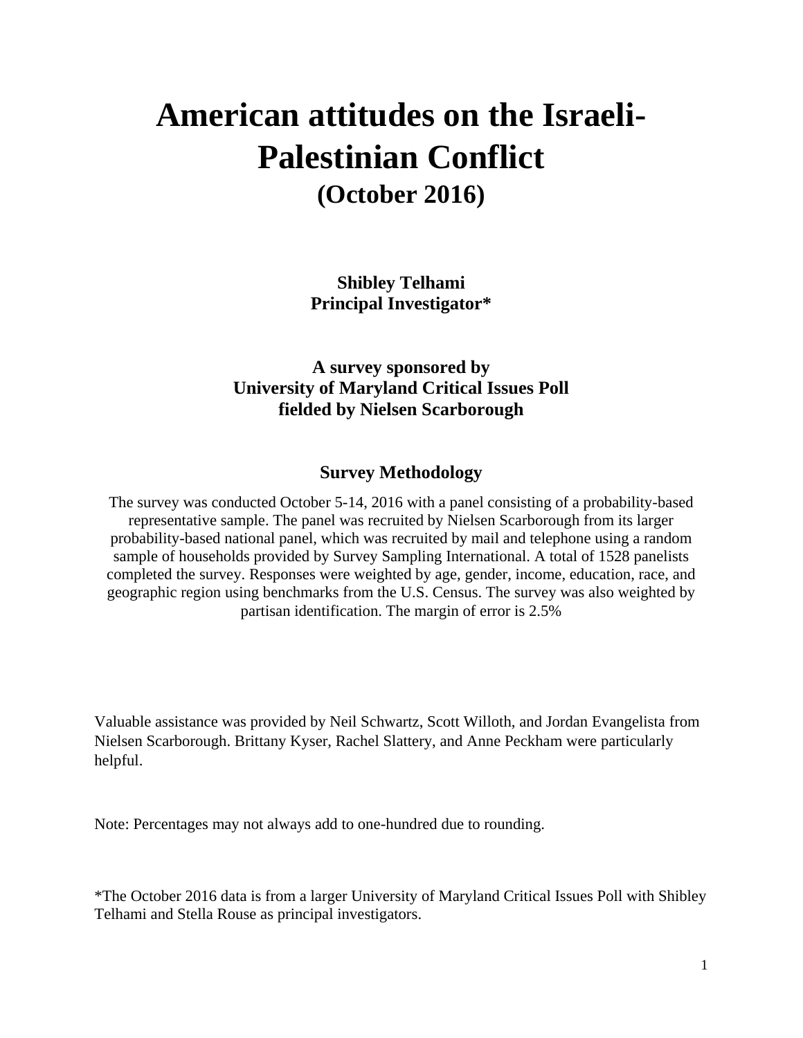# American attitudes on the Israeli-Palestinian Conflict

## (October 2016)

**Shibley Telhami**
**Principal Investigator***

**A survey sponsored by**
**University of Maryland Critical Issues Poll**
**fielded by Nielsen Scarborough**

### Survey Methodology

The survey was conducted October 5-14, 2016 with a panel consisting of a probability-based representative sample. The panel was recruited by Nielsen Scarborough from its larger probability-based national panel, which was recruited by mail and telephone using a random sample of households provided by Survey Sampling International. A total of 1528 panelists completed the survey. Responses were weighted by age, gender, income, education, race, and geographic region using benchmarks from the U.S. Census. The survey was also weighted by partisan identification. The margin of error is 2.5%

Valuable assistance was provided by Neil Schwartz, Scott Willoth, and Jordan Evangelista from Nielsen Scarborough. Brittany Kyser, Rachel Slattery, and Anne Peckham were particularly helpful.

Note: Percentages may not always add to one-hundred due to rounding.

*The October 2016 data is from a larger University of Maryland Critical Issues Poll with Shibley Telhami and Stella Rouse as principal investigators.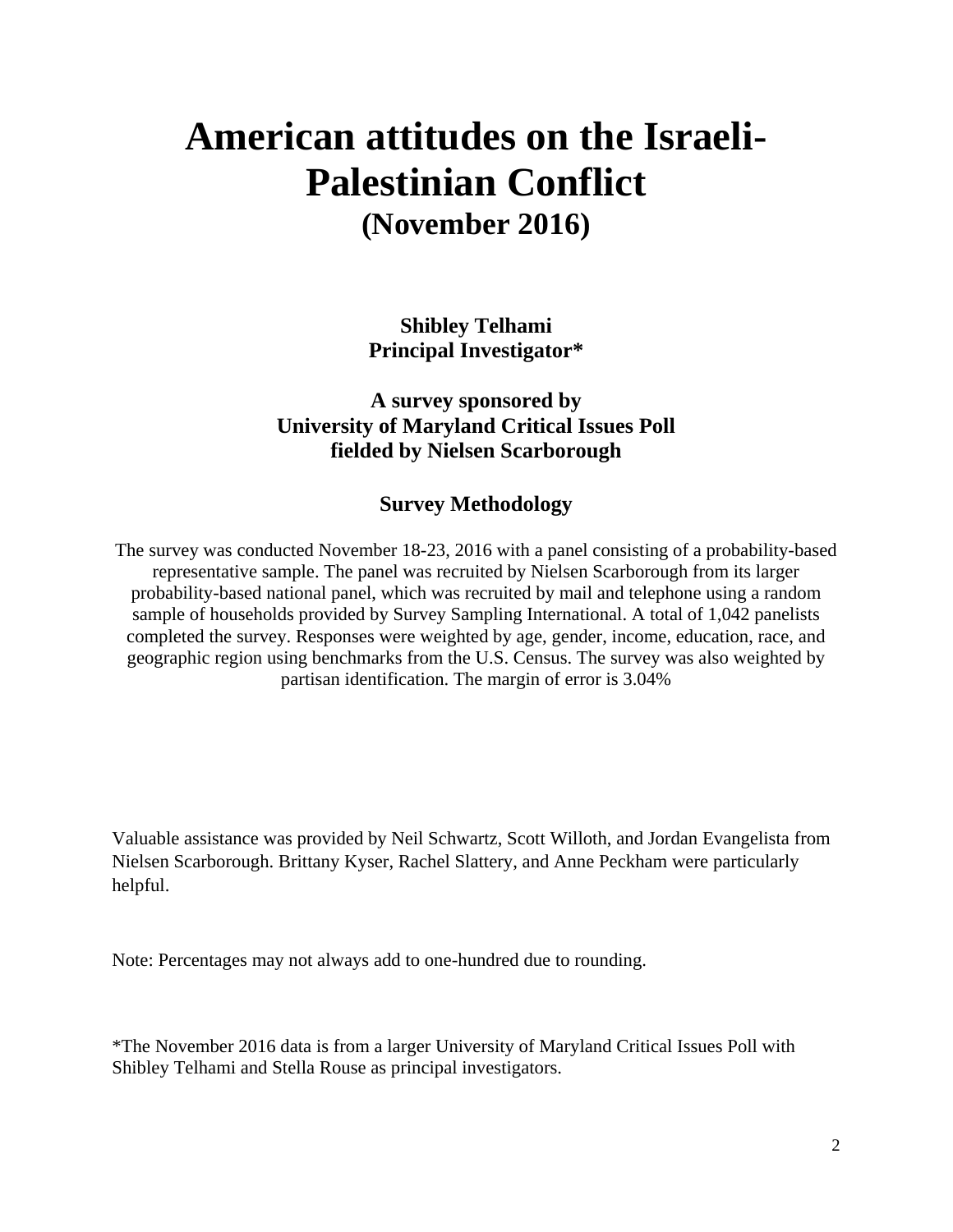# American attitudes on the Israeli-Palestinian Conflict

## (November 2016)

**Shibley Telhami**
**Principal Investigator***

**A survey sponsored by**
**University of Maryland Critical Issues Poll**
**fielded by Nielsen Scarborough**

### Survey Methodology

The survey was conducted November 18-23, 2016 with a panel consisting of a probability-based representative sample. The panel was recruited by Nielsen Scarborough from its larger probability-based national panel, which was recruited by mail and telephone using a random sample of households provided by Survey Sampling International. A total of 1,042 panelists completed the survey. Responses were weighted by age, gender, income, education, race, and geographic region using benchmarks from the U.S. Census. The survey was also weighted by partisan identification. The margin of error is 3.04%

Valuable assistance was provided by Neil Schwartz, Scott Willoth, and Jordan Evangelista from Nielsen Scarborough. Brittany Kyser, Rachel Slattery, and Anne Peckham were particularly helpful.

Note: Percentages may not always add to one-hundred due to rounding.

*The November 2016 data is from a larger University of Maryland Critical Issues Poll with Shibley Telhami and Stella Rouse as principal investigators.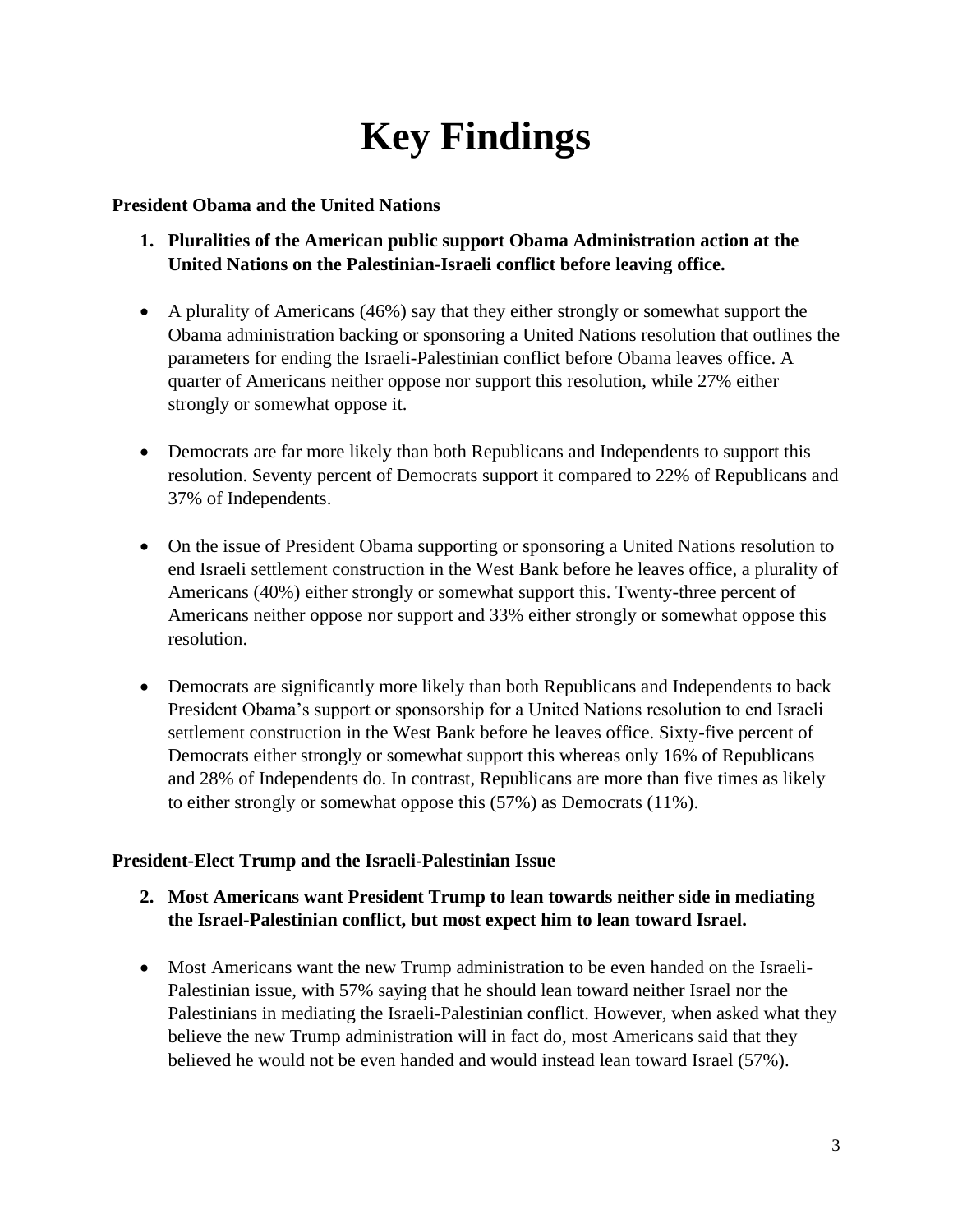# Key Findings

**President Obama and the United Nations**

1. **Pluralities of the American public support Obama Administration action at the United Nations on the Palestinian-Israeli conflict before leaving office.**

- A plurality of Americans (46%) say that they either strongly or somewhat support the Obama administration backing or sponsoring a United Nations resolution that outlines the parameters for ending the Israeli-Palestinian conflict before Obama leaves office. A quarter of Americans neither oppose nor support this resolution, while 27% either strongly or somewhat oppose it.

- Democrats are far more likely than both Republicans and Independents to support this resolution. Seventy percent of Democrats support it compared to 22% of Republicans and 37% of Independents.

- On the issue of President Obama supporting or sponsoring a United Nations resolution to end Israeli settlement construction in the West Bank before he leaves office, a plurality of Americans (40%) either strongly or somewhat support this. Twenty-three percent of Americans neither oppose nor support and 33% either strongly or somewhat oppose this resolution.

- Democrats are significantly more likely than both Republicans and Independents to back President Obama's support or sponsorship for a United Nations resolution to end Israeli settlement construction in the West Bank before he leaves office. Sixty-five percent of Democrats either strongly or somewhat support this whereas only 16% of Republicans and 28% of Independents do. In contrast, Republicans are more than five times as likely to either strongly or somewhat oppose this (57%) as Democrats (11%).

**President-Elect Trump and the Israeli-Palestinian Issue**

2. **Most Americans want President Trump to lean towards neither side in mediating the Israel-Palestinian conflict, but most expect him to lean toward Israel.**

- Most Americans want the new Trump administration to be even handed on the Israeli-Palestinian issue, with 57% saying that he should lean toward neither Israel nor the Palestinians in mediating the Israeli-Palestinian conflict. However, when asked what they believe the new Trump administration will in fact do, most Americans said that they believed he would not be even handed and would instead lean toward Israel (57%).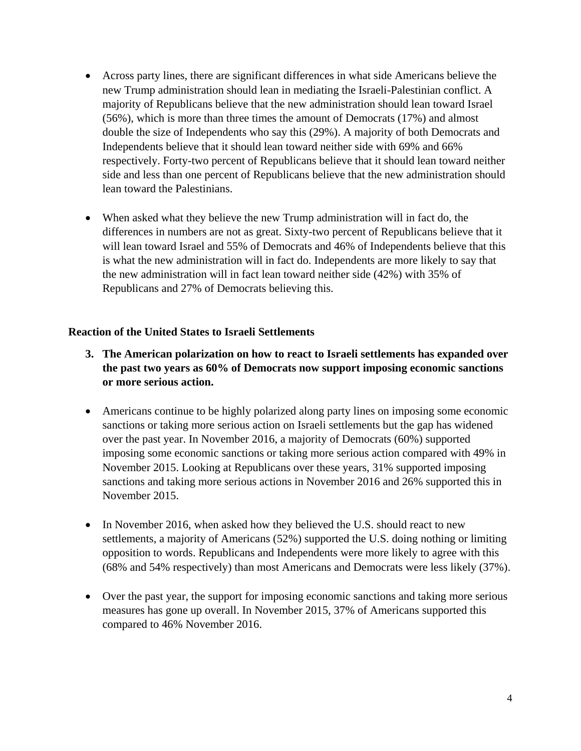- Across party lines, there are significant differences in what side Americans believe the new Trump administration should lean in mediating the Israeli-Palestinian conflict. A majority of Republicans believe that the new administration should lean toward Israel (56%), which is more than three times the amount of Democrats (17%) and almost double the size of Independents who say this (29%). A majority of both Democrats and Independents believe that it should lean toward neither side with 69% and 66% respectively. Forty-two percent of Republicans believe that it should lean toward neither side and less than one percent of Republicans believe that the new administration should lean toward the Palestinians.

- When asked what they believe the new Trump administration will in fact do, the differences in numbers are not as great. Sixty-two percent of Republicans believe that it will lean toward Israel and 55% of Democrats and 46% of Independents believe that this is what the new administration will in fact do. Independents are more likely to say that the new administration will in fact lean toward neither side (42%) with 35% of Republicans and 27% of Democrats believing this.

**Reaction of the United States to Israeli Settlements**

3. **The American polarization on how to react to Israeli settlements has expanded over the past two years as 60% of Democrats now support imposing economic sanctions or more serious action.**

- Americans continue to be highly polarized along party lines on imposing some economic sanctions or taking more serious action on Israeli settlements but the gap has widened over the past year. In November 2016, a majority of Democrats (60%) supported imposing some economic sanctions or taking more serious action compared with 49% in November 2015. Looking at Republicans over these years, 31% supported imposing sanctions and taking more serious actions in November 2016 and 26% supported this in November 2015.

- In November 2016, when asked how they believed the U.S. should react to new settlements, a majority of Americans (52%) supported the U.S. doing nothing or limiting opposition to words. Republicans and Independents were more likely to agree with this (68% and 54% respectively) than most Americans and Democrats were less likely (37%).

- Over the past year, the support for imposing economic sanctions and taking more serious measures has gone up overall. In November 2015, 37% of Americans supported this compared to 46% November 2016.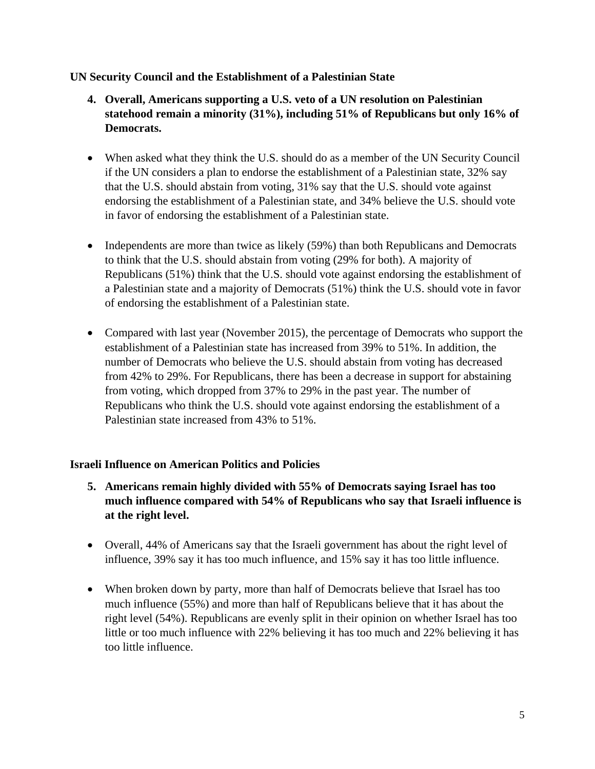**UN Security Council and the Establishment of a Palestinian State**

4. **Overall, Americans supporting a U.S. veto of a UN resolution on Palestinian statehood remain a minority (31%), including 51% of Republicans but only 16% of Democrats.**

- When asked what they think the U.S. should do as a member of the UN Security Council if the UN considers a plan to endorse the establishment of a Palestinian state, 32% say that the U.S. should abstain from voting, 31% say that the U.S. should vote against endorsing the establishment of a Palestinian state, and 34% believe the U.S. should vote in favor of endorsing the establishment of a Palestinian state.

- Independents are more than twice as likely (59%) than both Republicans and Democrats to think that the U.S. should abstain from voting (29% for both). A majority of Republicans (51%) think that the U.S. should vote against endorsing the establishment of a Palestinian state and a majority of Democrats (51%) think the U.S. should vote in favor of endorsing the establishment of a Palestinian state.

- Compared with last year (November 2015), the percentage of Democrats who support the establishment of a Palestinian state has increased from 39% to 51%. In addition, the number of Democrats who believe the U.S. should abstain from voting has decreased from 42% to 29%. For Republicans, there has been a decrease in support for abstaining from voting, which dropped from 37% to 29% in the past year. The number of Republicans who think the U.S. should vote against endorsing the establishment of a Palestinian state increased from 43% to 51%.

**Israeli Influence on American Politics and Policies**

5. **Americans remain highly divided with 55% of Democrats saying Israel has too much influence compared with 54% of Republicans who say that Israeli influence is at the right level.**

- Overall, 44% of Americans say that the Israeli government has about the right level of influence, 39% say it has too much influence, and 15% say it has too little influence.

- When broken down by party, more than half of Democrats believe that Israel has too much influence (55%) and more than half of Republicans believe that it has about the right level (54%). Republicans are evenly split in their opinion on whether Israel has too little or too much influence with 22% believing it has too much and 22% believing it has too little influence.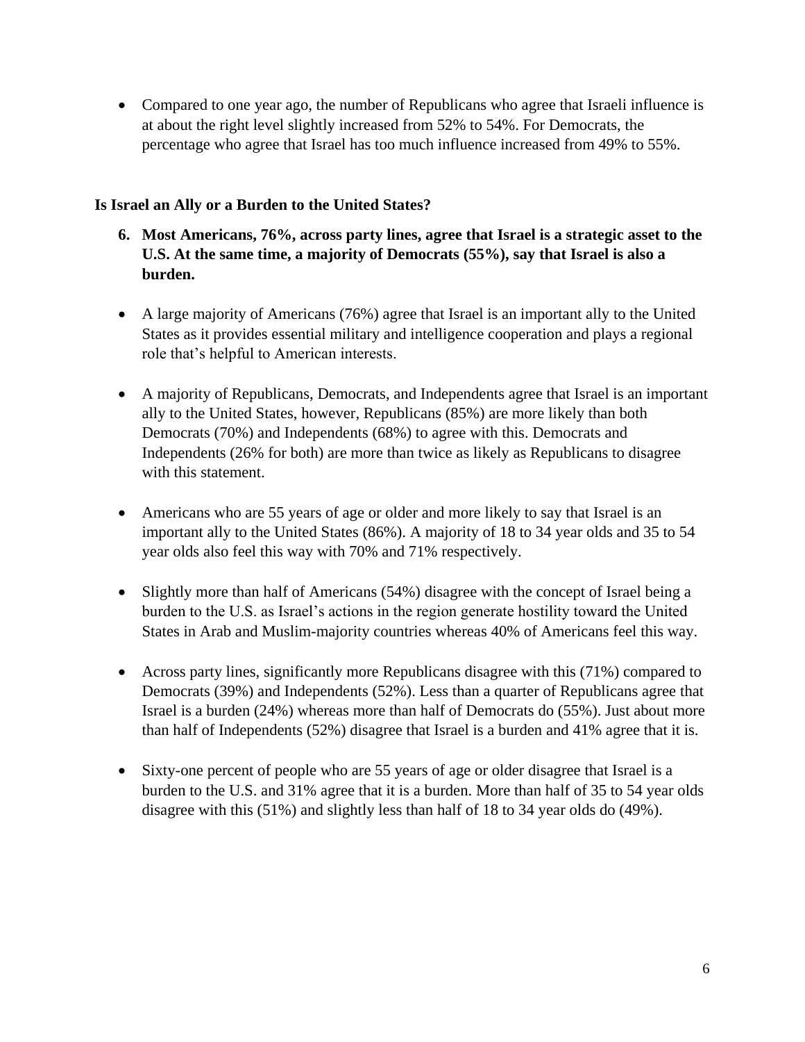- Compared to one year ago, the number of Republicans who agree that Israeli influence is at about the right level slightly increased from 52% to 54%. For Democrats, the percentage who agree that Israel has too much influence increased from 49% to 55%.

### Is Israel an Ally or a Burden to the United States?

**6. Most Americans, 76%, across party lines, agree that Israel is a strategic asset to the U.S. At the same time, a majority of Democrats (55%), say that Israel is also a burden.**

- A large majority of Americans (76%) agree that Israel is an important ally to the United States as it provides essential military and intelligence cooperation and plays a regional role that's helpful to American interests.

- A majority of Republicans, Democrats, and Independents agree that Israel is an important ally to the United States, however, Republicans (85%) are more likely than both Democrats (70%) and Independents (68%) to agree with this. Democrats and Independents (26% for both) are more than twice as likely as Republicans to disagree with this statement.

- Americans who are 55 years of age or older and more likely to say that Israel is an important ally to the United States (86%). A majority of 18 to 34 year olds and 35 to 54 year olds also feel this way with 70% and 71% respectively.

- Slightly more than half of Americans (54%) disagree with the concept of Israel being a burden to the U.S. as Israel's actions in the region generate hostility toward the United States in Arab and Muslim-majority countries whereas 40% of Americans feel this way.

- Across party lines, significantly more Republicans disagree with this (71%) compared to Democrats (39%) and Independents (52%). Less than a quarter of Republicans agree that Israel is a burden (24%) whereas more than half of Democrats do (55%). Just about more than half of Independents (52%) disagree that Israel is a burden and 41% agree that it is.

- Sixty-one percent of people who are 55 years of age or older disagree that Israel is a burden to the U.S. and 31% agree that it is a burden. More than half of 35 to 54 year olds disagree with this (51%) and slightly less than half of 18 to 34 year olds do (49%).